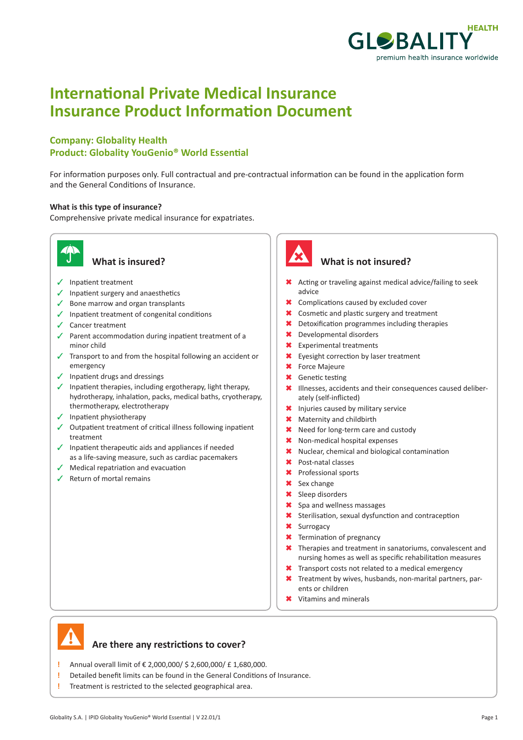# International Private Medical Insurance
# Insurance Product Information Document

### Company: Globality Health
### Product: Globality YouGenio® World Essential

For information purposes only. Full contractual and pre-contractual information can be found in the application form and the General Conditions of Insurance.

**What is this type of insurance?**
Comprehensive private medical insurance for expatriates.

## What is insured?

- ✓ Inpatient treatment
- ✓ Inpatient surgery and anaesthetics
- ✓ Bone marrow and organ transplants
- ✓ Inpatient treatment of congenital conditions
- ✓ Cancer treatment
- ✓ Parent accommodation during inpatient treatment of a minor child
- ✓ Transport to and from the hospital following an accident or emergency
- ✓ Inpatient drugs and dressings
- ✓ Inpatient therapies, including ergotherapy, light therapy, hydrotherapy, inhalation, packs, medical baths, cryotherapy, thermotherapy, electrotherapy
- ✓ Inpatient physiotherapy
- ✓ Outpatient treatment of critical illness following inpatient treatment
- ✓ Inpatient therapeutic aids and appliances if needed as a life-saving measure, such as cardiac pacemakers
- ✓ Medical repatriation and evacuation
- ✓ Return of mortal remains

## What is not insured?

- ✖ Acting or traveling against medical advice/failing to seek advice
- ✖ Complications caused by excluded cover
- ✖ Cosmetic and plastic surgery and treatment
- ✖ Detoxification programmes including therapies
- ✖ Developmental disorders
- ✖ Experimental treatments
- ✖ Eyesight correction by laser treatment
- ✖ Force Majeure
- ✖ Genetic testing
- ✖ Illnesses, accidents and their consequences caused deliberately (self-inflicted)
- ✖ Injuries caused by military service
- ✖ Maternity and childbirth
- ✖ Need for long-term care and custody
- ✖ Non-medical hospital expenses
- ✖ Nuclear, chemical and biological contamination
- ✖ Post-natal classes
- ✖ Professional sports
- ✖ Sex change
- ✖ Sleep disorders
- ✖ Spa and wellness massages
- ✖ Sterilisation, sexual dysfunction and contraception
- ✖ Surrogacy
- ✖ Termination of pregnancy
- ✖ Therapies and treatment in sanatoriums, convalescent and nursing homes as well as specific rehabilitation measures
- ✖ Transport costs not related to a medical emergency
- ✖ Treatment by wives, husbands, non-marital partners, parents or children
- ✖ Vitamins and minerals

## Are there any restrictions to cover?

- ! Annual overall limit of € 2,000,000/ $ 2,600,000/ £ 1,680,000.
- ! Detailed benefit limits can be found in the General Conditions of Insurance.
- ! Treatment is restricted to the selected geographical area.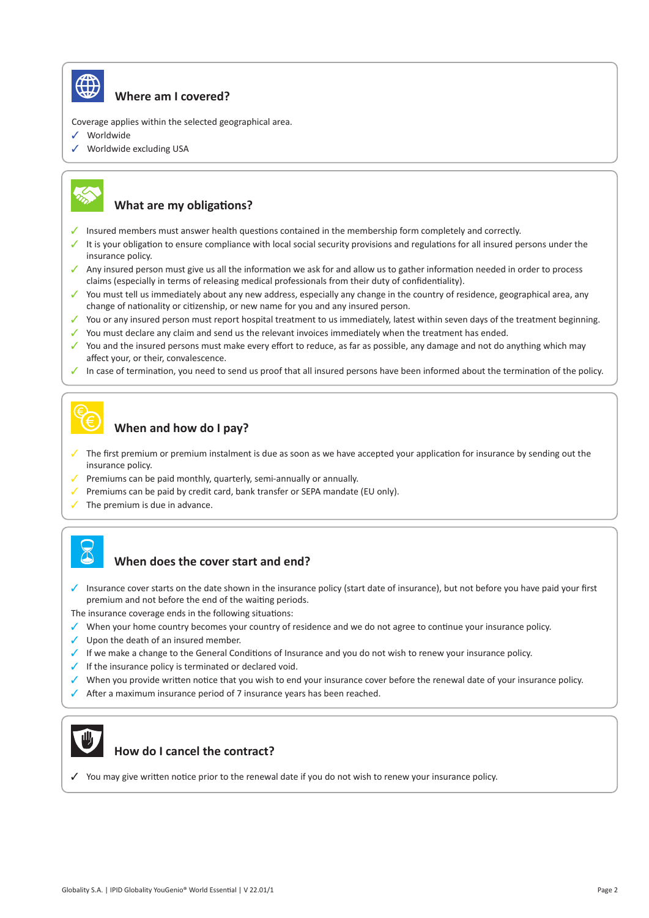## Where am I covered?

Coverage applies within the selected geographical area.

- ✓ Worldwide
- ✓ Worldwide excluding USA

## What are my obligations?

- ✓ Insured members must answer health questions contained in the membership form completely and correctly.
- ✓ It is your obligation to ensure compliance with local social security provisions and regulations for all insured persons under the insurance policy.
- ✓ Any insured person must give us all the information we ask for and allow us to gather information needed in order to process claims (especially in terms of releasing medical professionals from their duty of confidentiality).
- ✓ You must tell us immediately about any new address, especially any change in the country of residence, geographical area, any change of nationality or citizenship, or new name for you and any insured person.
- ✓ You or any insured person must report hospital treatment to us immediately, latest within seven days of the treatment beginning.
- ✓ You must declare any claim and send us the relevant invoices immediately when the treatment has ended.
- ✓ You and the insured persons must make every effort to reduce, as far as possible, any damage and not do anything which may affect your, or their, convalescence.
- ✓ In case of termination, you need to send us proof that all insured persons have been informed about the termination of the policy.

## When and how do I pay?

- ✓ The first premium or premium instalment is due as soon as we have accepted your application for insurance by sending out the insurance policy.
- ✓ Premiums can be paid monthly, quarterly, semi-annually or annually.
- ✓ Premiums can be paid by credit card, bank transfer or SEPA mandate (EU only).
- ✓ The premium is due in advance.

## When does the cover start and end?

- ✓ Insurance cover starts on the date shown in the insurance policy (start date of insurance), but not before you have paid your first premium and not before the end of the waiting periods.

The insurance coverage ends in the following situations:

- ✓ When your home country becomes your country of residence and we do not agree to continue your insurance policy.
- ✓ Upon the death of an insured member.
- ✓ If we make a change to the General Conditions of Insurance and you do not wish to renew your insurance policy.
- ✓ If the insurance policy is terminated or declared void.
- ✓ When you provide written notice that you wish to end your insurance cover before the renewal date of your insurance policy.
- ✓ After a maximum insurance period of 7 insurance years has been reached.

## How do I cancel the contract?

- ✓ You may give written notice prior to the renewal date if you do not wish to renew your insurance policy.

Globality S.A. | IPID Globality YouGenio® World Essential | V 22.01/1